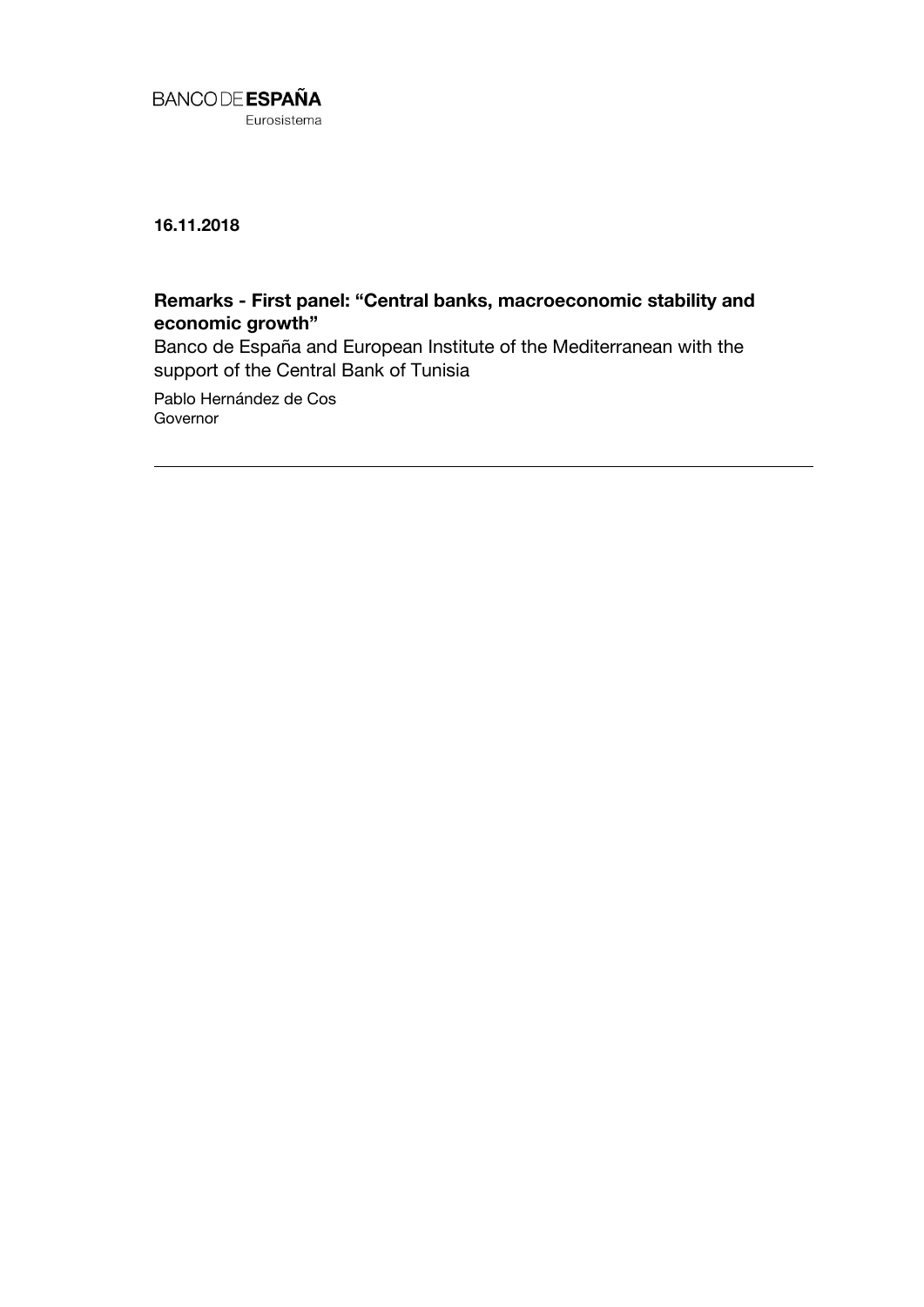BANCO DE ESPAÑA
Eurosistema

**16.11.2018**

## Remarks - First panel: "Central banks, macroeconomic stability and economic growth"

Banco de España and European Institute of the Mediterranean with the support of the Central Bank of Tunisia

Pablo Hernández de Cos
Governor

---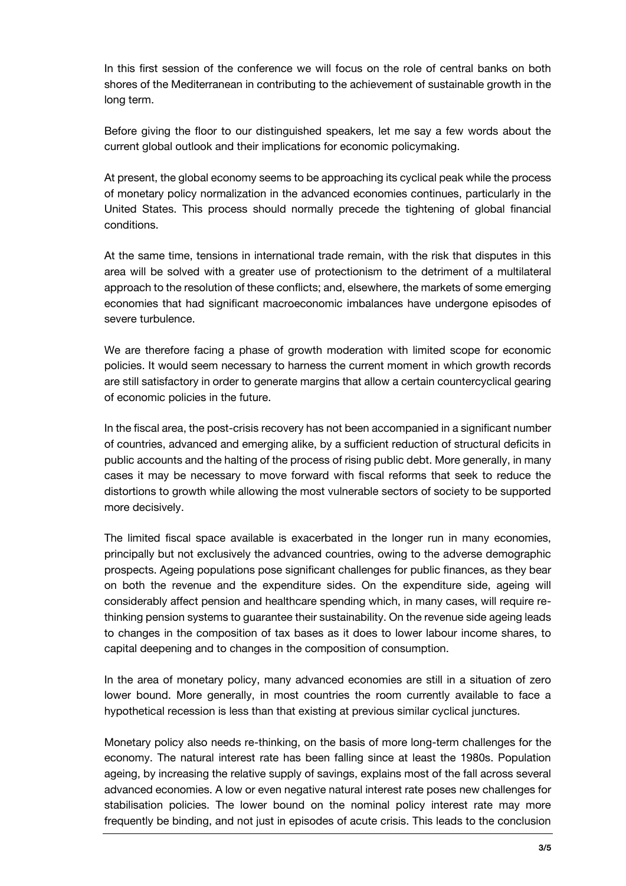In this first session of the conference we will focus on the role of central banks on both shores of the Mediterranean in contributing to the achievement of sustainable growth in the long term.

Before giving the floor to our distinguished speakers, let me say a few words about the current global outlook and their implications for economic policymaking.

At present, the global economy seems to be approaching its cyclical peak while the process of monetary policy normalization in the advanced economies continues, particularly in the United States. This process should normally precede the tightening of global financial conditions.

At the same time, tensions in international trade remain, with the risk that disputes in this area will be solved with a greater use of protectionism to the detriment of a multilateral approach to the resolution of these conflicts; and, elsewhere, the markets of some emerging economies that had significant macroeconomic imbalances have undergone episodes of severe turbulence.

We are therefore facing a phase of growth moderation with limited scope for economic policies. It would seem necessary to harness the current moment in which growth records are still satisfactory in order to generate margins that allow a certain countercyclical gearing of economic policies in the future.

In the fiscal area, the post-crisis recovery has not been accompanied in a significant number of countries, advanced and emerging alike, by a sufficient reduction of structural deficits in public accounts and the halting of the process of rising public debt. More generally, in many cases it may be necessary to move forward with fiscal reforms that seek to reduce the distortions to growth while allowing the most vulnerable sectors of society to be supported more decisively.

The limited fiscal space available is exacerbated in the longer run in many economies, principally but not exclusively the advanced countries, owing to the adverse demographic prospects. Ageing populations pose significant challenges for public finances, as they bear on both the revenue and the expenditure sides. On the expenditure side, ageing will considerably affect pension and healthcare spending which, in many cases, will require re-thinking pension systems to guarantee their sustainability. On the revenue side ageing leads to changes in the composition of tax bases as it does to lower labour income shares, to capital deepening and to changes in the composition of consumption.

In the area of monetary policy, many advanced economies are still in a situation of zero lower bound. More generally, in most countries the room currently available to face a hypothetical recession is less than that existing at previous similar cyclical junctures.

Monetary policy also needs re-thinking, on the basis of more long-term challenges for the economy. The natural interest rate has been falling since at least the 1980s. Population ageing, by increasing the relative supply of savings, explains most of the fall across several advanced economies. A low or even negative natural interest rate poses new challenges for stabilisation policies. The lower bound on the nominal policy interest rate may more frequently be binding, and not just in episodes of acute crisis. This leads to the conclusion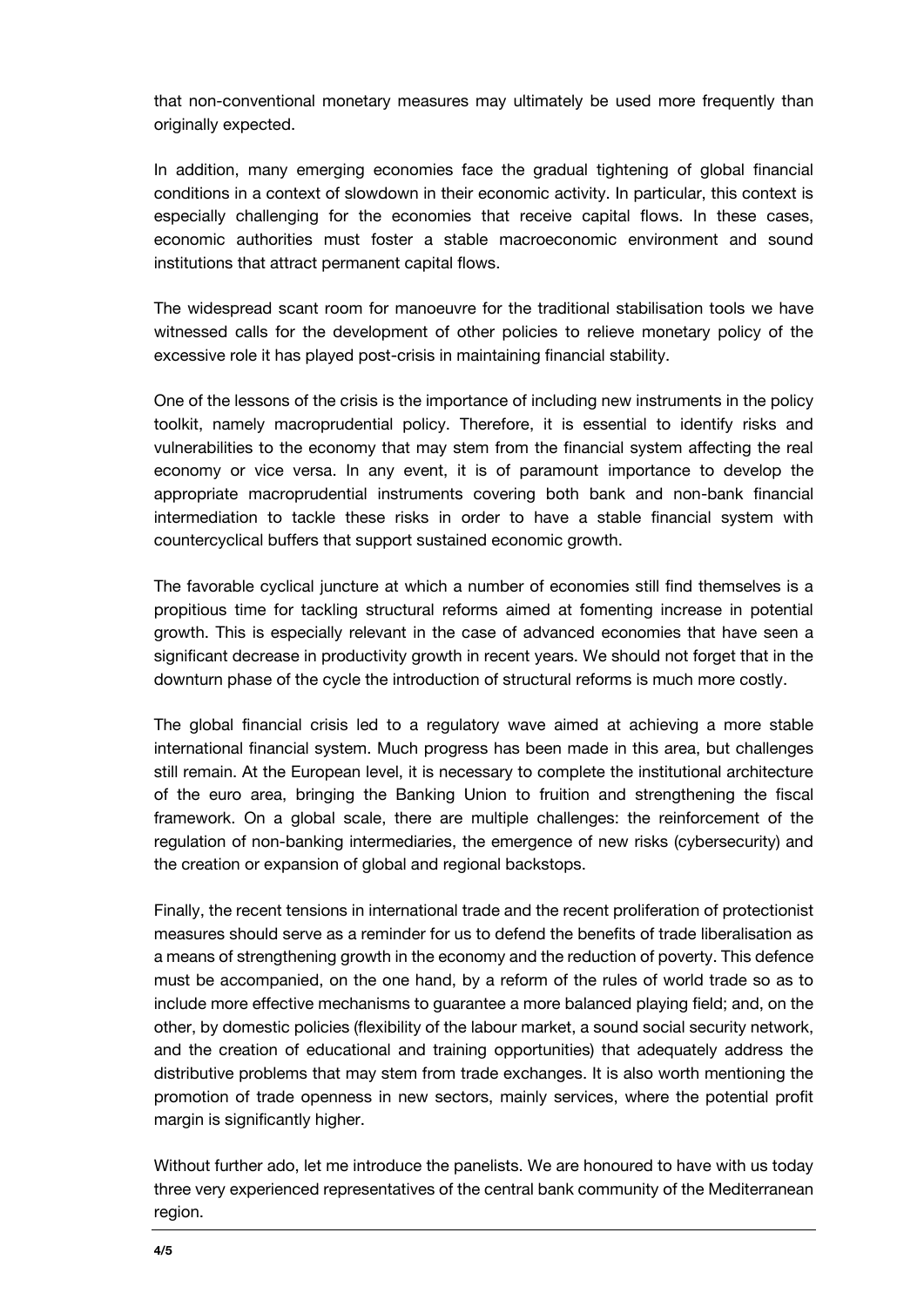that non-conventional monetary measures may ultimately be used more frequently than originally expected.

In addition, many emerging economies face the gradual tightening of global financial conditions in a context of slowdown in their economic activity. In particular, this context is especially challenging for the economies that receive capital flows. In these cases, economic authorities must foster a stable macroeconomic environment and sound institutions that attract permanent capital flows.

The widespread scant room for manoeuvre for the traditional stabilisation tools we have witnessed calls for the development of other policies to relieve monetary policy of the excessive role it has played post-crisis in maintaining financial stability.

One of the lessons of the crisis is the importance of including new instruments in the policy toolkit, namely macroprudential policy. Therefore, it is essential to identify risks and vulnerabilities to the economy that may stem from the financial system affecting the real economy or vice versa. In any event, it is of paramount importance to develop the appropriate macroprudential instruments covering both bank and non-bank financial intermediation to tackle these risks in order to have a stable financial system with countercyclical buffers that support sustained economic growth.

The favorable cyclical juncture at which a number of economies still find themselves is a propitious time for tackling structural reforms aimed at fomenting increase in potential growth. This is especially relevant in the case of advanced economies that have seen a significant decrease in productivity growth in recent years. We should not forget that in the downturn phase of the cycle the introduction of structural reforms is much more costly.

The global financial crisis led to a regulatory wave aimed at achieving a more stable international financial system. Much progress has been made in this area, but challenges still remain. At the European level, it is necessary to complete the institutional architecture of the euro area, bringing the Banking Union to fruition and strengthening the fiscal framework. On a global scale, there are multiple challenges: the reinforcement of the regulation of non-banking intermediaries, the emergence of new risks (cybersecurity) and the creation or expansion of global and regional backstops.

Finally, the recent tensions in international trade and the recent proliferation of protectionist measures should serve as a reminder for us to defend the benefits of trade liberalisation as a means of strengthening growth in the economy and the reduction of poverty. This defence must be accompanied, on the one hand, by a reform of the rules of world trade so as to include more effective mechanisms to guarantee a more balanced playing field; and, on the other, by domestic policies (flexibility of the labour market, a sound social security network, and the creation of educational and training opportunities) that adequately address the distributive problems that may stem from trade exchanges. It is also worth mentioning the promotion of trade openness in new sectors, mainly services, where the potential profit margin is significantly higher.

Without further ado, let me introduce the panelists. We are honoured to have with us today three very experienced representatives of the central bank community of the Mediterranean region.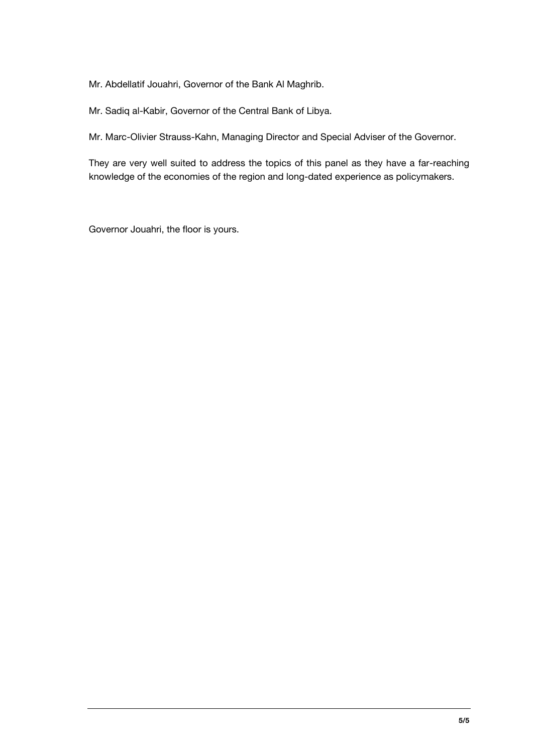Mr. Abdellatif Jouahri, Governor of the Bank Al Maghrib.

Mr. Sadiq al-Kabir, Governor of the Central Bank of Libya.

Mr. Marc-Olivier Strauss-Kahn, Managing Director and Special Adviser of the Governor.

They are very well suited to address the topics of this panel as they have a far-reaching knowledge of the economies of the region and long-dated experience as policymakers.

Governor Jouahri, the floor is yours.